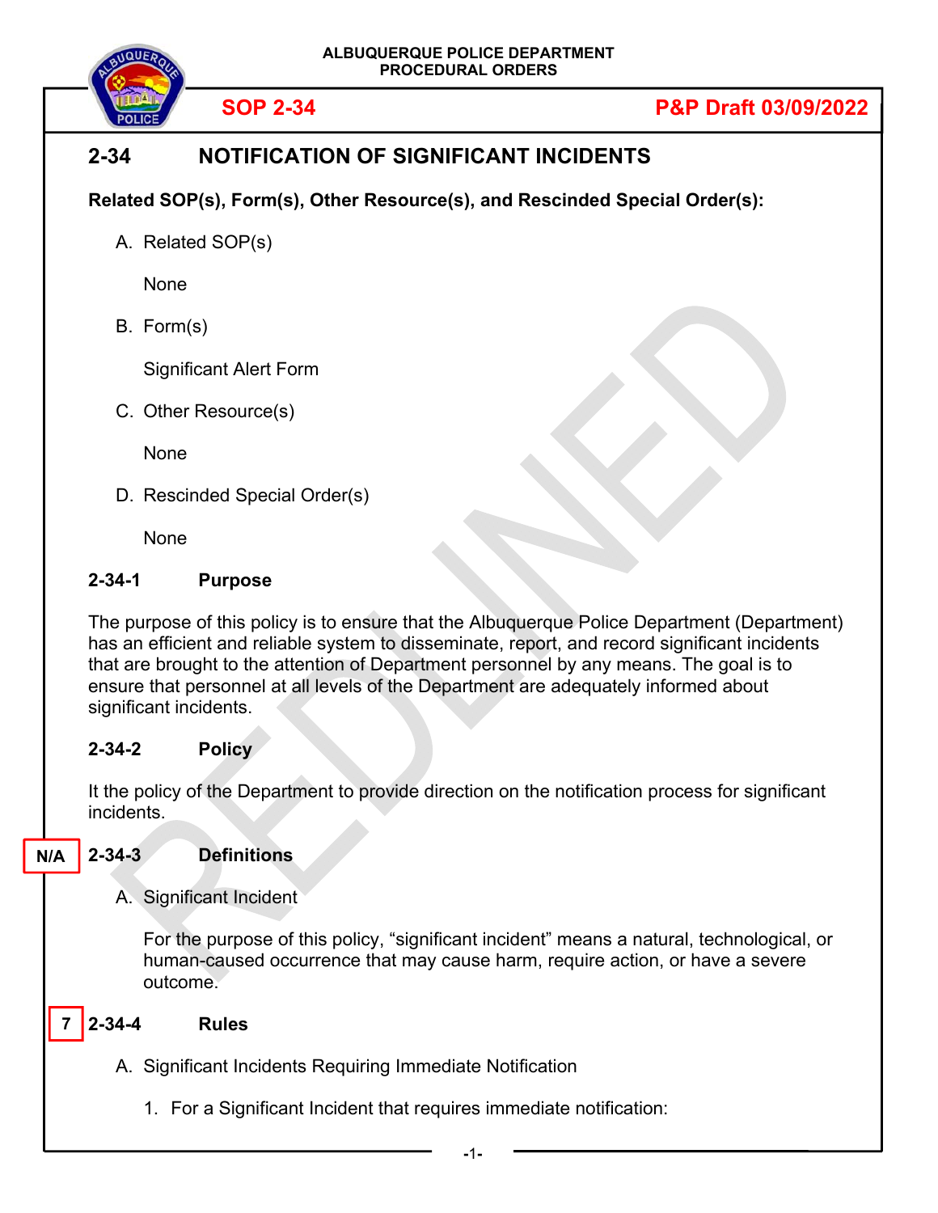ALBUQUERQUE POLICE DEPARTMENT
PROCEDURAL ORDERS

**SOP 2-34** **P&P Draft 03/09/2022**

# 2-34 NOTIFICATION OF SIGNIFICANT INCIDENTS

**Related SOP(s), Form(s), Other Resource(s), and Rescinded Special Order(s):**

A. Related SOP(s)

None

B. Form(s)

Significant Alert Form

C. Other Resource(s)

None

D. Rescinded Special Order(s)

None

## 2-34-1 Purpose

The purpose of this policy is to ensure that the Albuquerque Police Department (Department) has an efficient and reliable system to disseminate, report, and record significant incidents that are brought to the attention of Department personnel by any means. The goal is to ensure that personnel at all levels of the Department are adequately informed about significant incidents.

## 2-34-2 Policy

It the policy of the Department to provide direction on the notification process for significant incidents.

N/A

## 2-34-3 Definitions

A. Significant Incident

For the purpose of this policy, "significant incident" means a natural, technological, or human-caused occurrence that may cause harm, require action, or have a severe outcome.

7

## 2-34-4 Rules

A. Significant Incidents Requiring Immediate Notification

1. For a Significant Incident that requires immediate notification: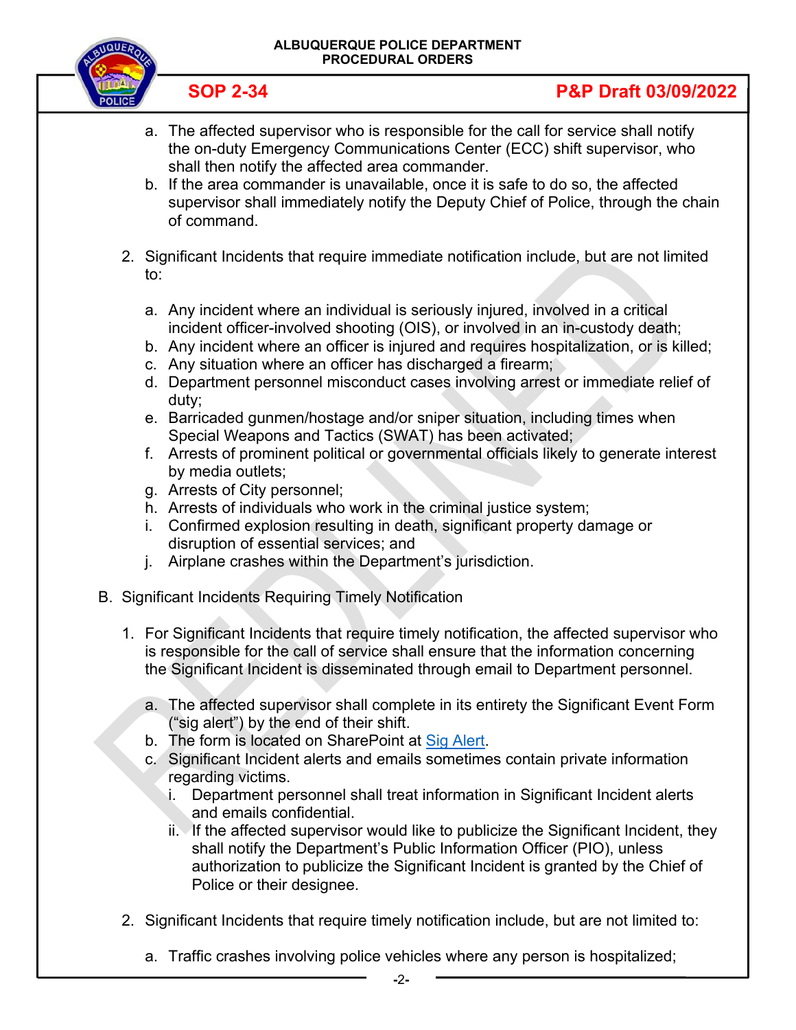a. The affected supervisor who is responsible for the call for service shall notify the on-duty Emergency Communications Center (ECC) shift supervisor, who shall then notify the affected area commander.
b. If the area commander is unavailable, once it is safe to do so, the affected supervisor shall immediately notify the Deputy Chief of Police, through the chain of command.

2. Significant Incidents that require immediate notification include, but are not limited to:

   a. Any incident where an individual is seriously injured, involved in a critical incident officer-involved shooting (OIS), or involved in an in-custody death;
   b. Any incident where an officer is injured and requires hospitalization, or is killed;
   c. Any situation where an officer has discharged a firearm;
   d. Department personnel misconduct cases involving arrest or immediate relief of duty;
   e. Barricaded gunmen/hostage and/or sniper situation, including times when Special Weapons and Tactics (SWAT) has been activated;
   f. Arrests of prominent political or governmental officials likely to generate interest by media outlets;
   g. Arrests of City personnel;
   h. Arrests of individuals who work in the criminal justice system;
   i. Confirmed explosion resulting in death, significant property damage or disruption of essential services; and
   j. Airplane crashes within the Department's jurisdiction.

B. Significant Incidents Requiring Timely Notification

1. For Significant Incidents that require timely notification, the affected supervisor who is responsible for the call of service shall ensure that the information concerning the Significant Incident is disseminated through email to Department personnel.

   a. The affected supervisor shall complete in its entirety the Significant Event Form ("sig alert") by the end of their shift.
   b. The form is located on SharePoint at Sig Alert.
   c. Significant Incident alerts and emails sometimes contain private information regarding victims.
      i. Department personnel shall treat information in Significant Incident alerts and emails confidential.
      ii. If the affected supervisor would like to publicize the Significant Incident, they shall notify the Department's Public Information Officer (PIO), unless authorization to publicize the Significant Incident is granted by the Chief of Police or their designee.

2. Significant Incidents that require timely notification include, but are not limited to:

   a. Traffic crashes involving police vehicles where any person is hospitalized;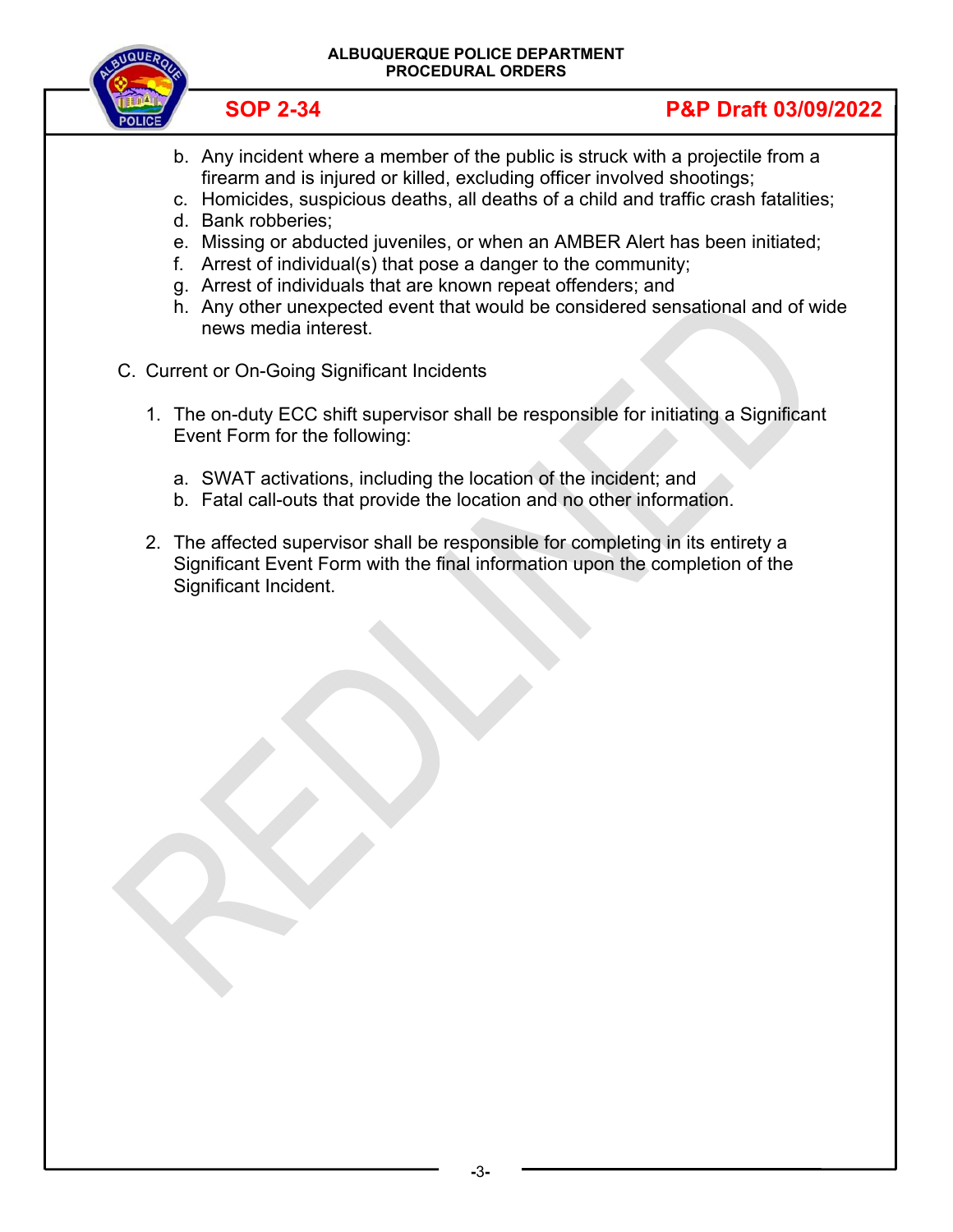b. Any incident where a member of the public is struck with a projectile from a firearm and is injured or killed, excluding officer involved shootings;
c. Homicides, suspicious deaths, all deaths of a child and traffic crash fatalities;
d. Bank robberies;
e. Missing or abducted juveniles, or when an AMBER Alert has been initiated;
f. Arrest of individual(s) that pose a danger to the community;
g. Arrest of individuals that are known repeat offenders; and
h. Any other unexpected event that would be considered sensational and of wide news media interest.

C. Current or On-Going Significant Incidents

1. The on-duty ECC shift supervisor shall be responsible for initiating a Significant Event Form for the following:

    a. SWAT activations, including the location of the incident; and
    b. Fatal call-outs that provide the location and no other information.

2. The affected supervisor shall be responsible for completing in its entirety a Significant Event Form with the final information upon the completion of the Significant Incident.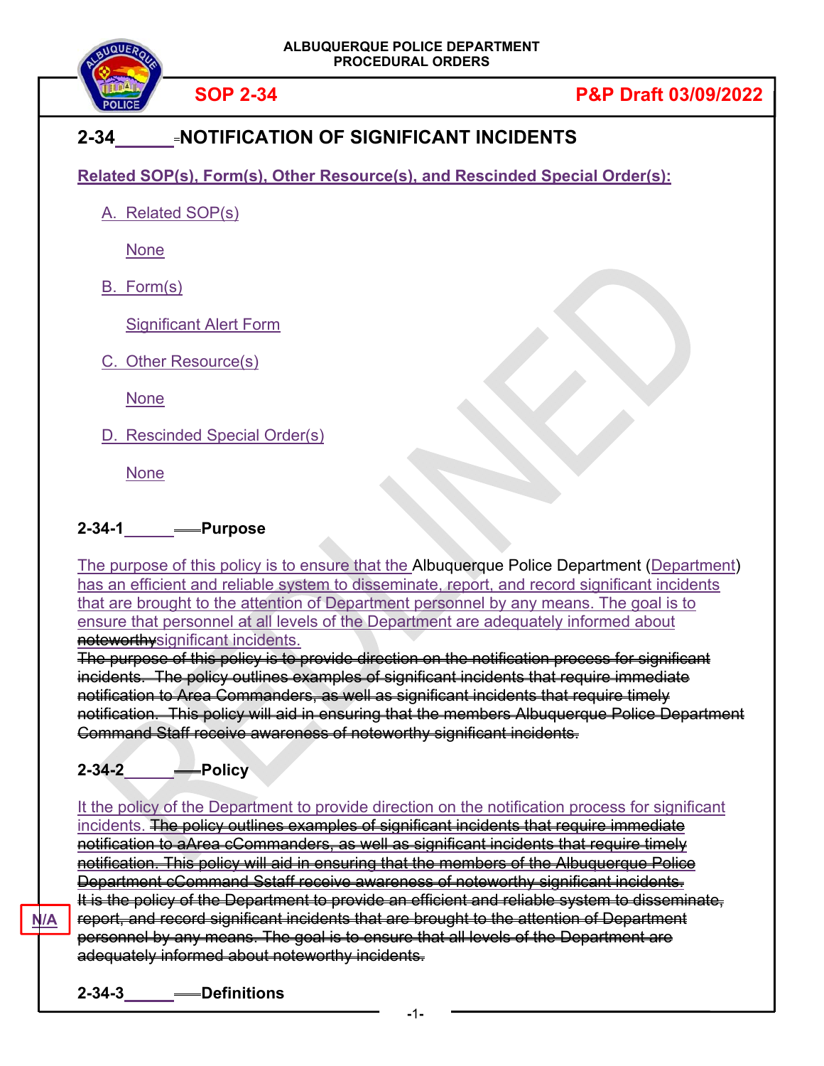ALBUQUERQUE POLICE DEPARTMENT
PROCEDURAL ORDERS

**SOP 2-34** **P&P Draft 03/09/2022**

# 2-34 NOTIFICATION OF SIGNIFICANT INCIDENTS

**Related SOP(s), Form(s), Other Resource(s), and Rescinded Special Order(s):**

A. Related SOP(s)

None

B. Form(s)

Significant Alert Form

C. Other Resource(s)

None

D. Rescinded Special Order(s)

None

## 2-34-1 Purpose

The purpose of this policy is to ensure that the Albuquerque Police Department (Department) has an efficient and reliable system to disseminate, report, and record significant incidents that are brought to the attention of Department personnel by any means. The goal is to ensure that personnel at all levels of the Department are adequately informed about ~~noteworthy~~significant incidents.
~~The purpose of this policy is to provide direction on the notification process for significant incidents. The policy outlines examples of significant incidents that require immediate notification to Area Commanders, as well as significant incidents that require timely notification. This policy will aid in ensuring that the members Albuquerque Police Department Command Staff receive awareness of noteworthy significant incidents.~~

## 2-34-2 Policy

It the policy of the Department to provide direction on the notification process for significant incidents. ~~The policy outlines examples of significant incidents that require immediate notification to aArea cCommanders, as well as significant incidents that require timely notification. This policy will aid in ensuring that the members of the Albuquerque Police Department cCommand Sstaff receive awareness of noteworthy significant incidents.~~
~~It is the policy of the Department to provide an efficient and reliable system to disseminate, report, and record significant incidents that are brought to the attention of Department personnel by any means. The goal is to ensure that all levels of the Department are adequately informed about noteworthy incidents.~~

N/A

## 2-34-3 Definitions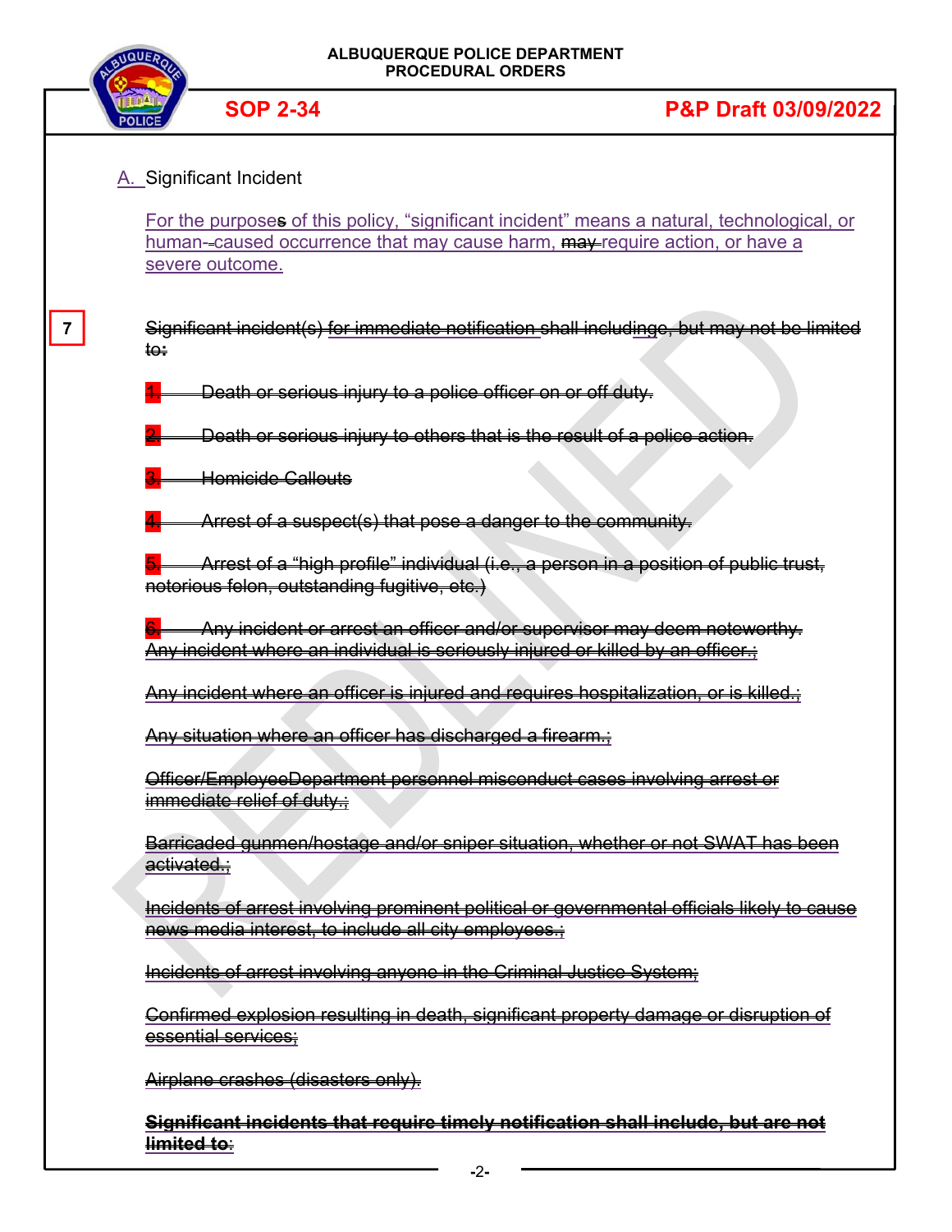A. Significant Incident

For the purposess of this policy, "significant incident" means a natural, technological, or human--caused occurrence that may cause harm, ~~may~~ require action, or have a severe outcome.

7

~~Significant incident(s) for immediate notification shall includinge, but may not be limited to:~~

~~1. Death or serious injury to a police officer on or off duty.~~

~~2. Death or serious injury to others that is the result of a police action.~~

~~3. Homicide Callouts~~

~~4. Arrest of a suspect(s) that pose a danger to the community.~~

~~5. Arrest of a "high profile" individual (i.e., a person in a position of public trust, notorious felon, outstanding fugitive, etc.)~~

~~6. Any incident or arrest an officer and/or supervisor may deem noteworthy.~~
~~Any incident where an individual is seriously injured or killed by an officer.;~~

~~Any incident where an officer is injured and requires hospitalization, or is killed.;~~

~~Any situation where an officer has discharged a firearm.;~~

~~Officer/EmployeeDepartment personnel misconduct cases involving arrest or immediate relief of duty.;~~

~~Barricaded gunmen/hostage and/or sniper situation, whether or not SWAT has been activated.;~~

~~Incidents of arrest involving prominent political or governmental officials likely to cause news media interest, to include all city employees.;~~

~~Incidents of arrest involving anyone in the Criminal Justice System;~~

~~Confirmed explosion resulting in death, significant property damage or disruption of essential services;~~

~~Airplane crashes (disasters only).~~

~~**Significant incidents that require timely notification shall include, but are not limited to:**~~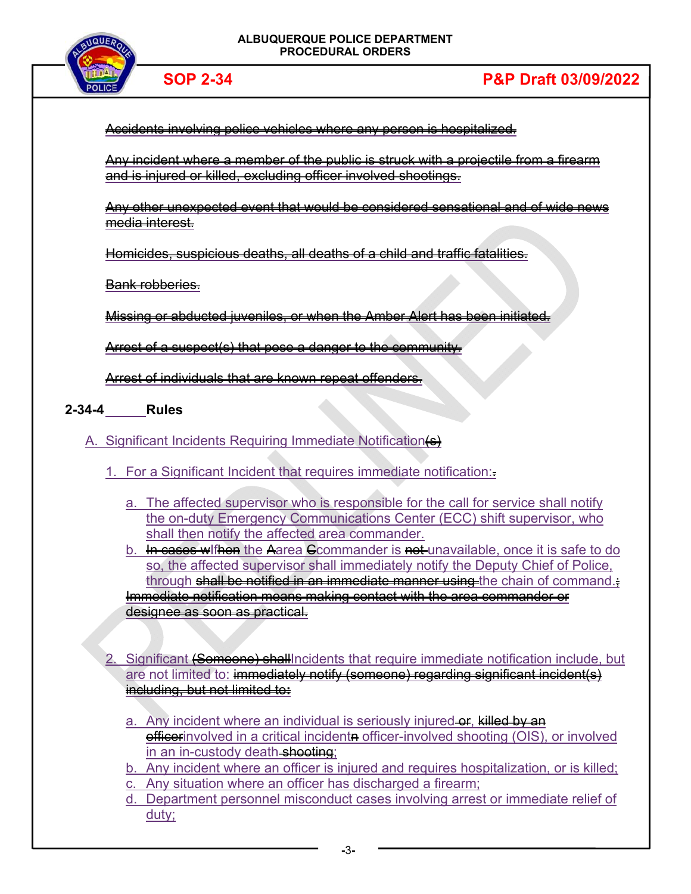~~Accidents involving police vehicles where any person is hospitalized.~~

~~Any incident where a member of the public is struck with a projectile from a firearm and is injured or killed, excluding officer involved shootings.~~

~~Any other unexpected event that would be considered sensational and of wide news media interest.~~

~~Homicides, suspicious deaths, all deaths of a child and traffic fatalities.~~

~~Bank robberies.~~

~~Missing or abducted juveniles, or when the Amber Alert has been initiated.~~

~~Arrest of a suspect(s) that pose a danger to the community.~~

~~Arrest of individuals that are known repeat offenders.~~

## 2-34-4 Rules

A. Significant Incidents Requiring Immediate Notification~~(s)~~

1. For a Significant Incident that requires immediate notification:~~.~~

   a. The affected supervisor who is responsible for the call for service shall notify the on-duty Emergency Communications Center (ECC) shift supervisor, who shall then notify the affected area commander.

   b. ~~In cases w~~If~~hen~~ the ~~A~~area ~~C~~commander is ~~not~~ unavailable, once it is safe to do so, the affected supervisor shall immediately notify the Deputy Chief of Police, through ~~shall be notified in an immediate manner using~~ the chain of command.~~;~~ ~~Immediate notification means making contact with the area commander or designee as soon as practical.~~

2. Significant ~~(Someone) shall~~Incidents that require immediate notification include, but are not limited to: ~~immediately notify (someone) regarding significant incident(s) including, but not limited to:~~

   a. Any incident where an individual is seriously injured~~or~~, ~~killed by an officer~~involved in a critical inciden~~t~~n officer-involved shooting (OIS), or involved in an in-custody death~~shooting~~;

   b. Any incident where an officer is injured and requires hospitalization, or is killed;

   c. Any situation where an officer has discharged a firearm;

   d. Department personnel misconduct cases involving arrest or immediate relief of duty;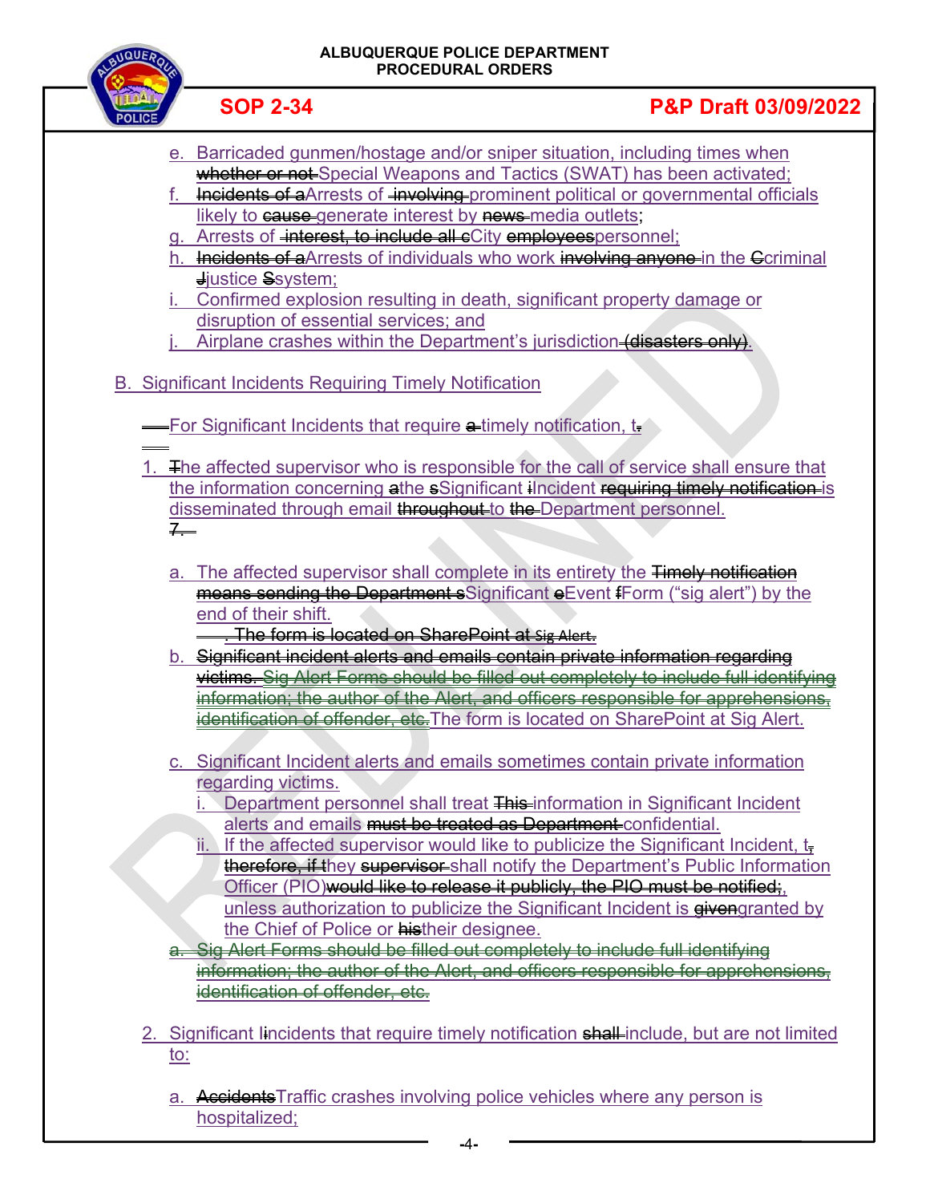e. Barricaded gunmen/hostage and/or sniper situation, including times when ~~whether or not~~ Special Weapons and Tactics (SWAT) has been activated;

f. ~~Incidents of a~~Arrests of ~~involving~~ prominent political or governmental officials likely to ~~cause~~ generate interest by ~~news~~ media outlets;

g. Arrests of ~~interest, to include all c~~City ~~employees~~personnel;

h. ~~Incidents of a~~Arrests of individuals who work ~~involving anyone~~ in the ~~C~~criminal ~~J~~justice ~~S~~system;

i. Confirmed explosion resulting in death, significant property damage or disruption of essential services; and

j. Airplane crashes within the Department's jurisdiction ~~(disasters only)~~.

B. Significant Incidents Requiring Timely Notification

For Significant Incidents that require ~~a~~ timely notification, t~~,~~

1. ~~T~~he affected supervisor who is responsible for the call of service shall ensure that the information concerning ~~a~~the ~~s~~Significant ~~i~~Incident ~~requiring timely notification~~ is disseminated through email ~~throughout~~ to ~~the~~ Department personnel.
~~7.~~

   a. The affected supervisor shall complete in its entirety the ~~Timely notification means sending the Department s~~Significant ~~e~~Event ~~f~~Form ("sig alert") by the end of their shift.
   ~~. The form is located on SharePoint at Sig Alert.~~

   b. ~~Significant incident alerts and emails contain private information regarding victims. Sig Alert Forms should be filled out completely to include full identifying information; the author of the Alert, and officers responsible for apprehensions, identification of offender, etc.~~ The form is located on SharePoint at Sig Alert.

   c. Significant Incident alerts and emails sometimes contain private information regarding victims.

      i. Department personnel shall treat ~~This~~ information in Significant Incident alerts and emails ~~must be treated as Department~~ confidential.

      ii. If the affected supervisor would like to publicize the Significant Incident, t~~,~~ ~~therefore, if t~~hey ~~supervisor~~ shall notify the Department's Public Information Officer (PIO)~~would like to release it publicly, the PIO must be notified;~~, unless authorization to publicize the Significant Incident is ~~given~~granted by the Chief of Police or ~~his~~their designee.

   ~~a. Sig Alert Forms should be filled out completely to include full identifying information; the author of the Alert, and officers responsible for apprehensions, identification of offender, etc.~~

2. Significant I~~i~~ncidents that require timely notification ~~shall~~ include, but are not limited to:

   a. ~~Accidents~~Traffic crashes involving police vehicles where any person is hospitalized;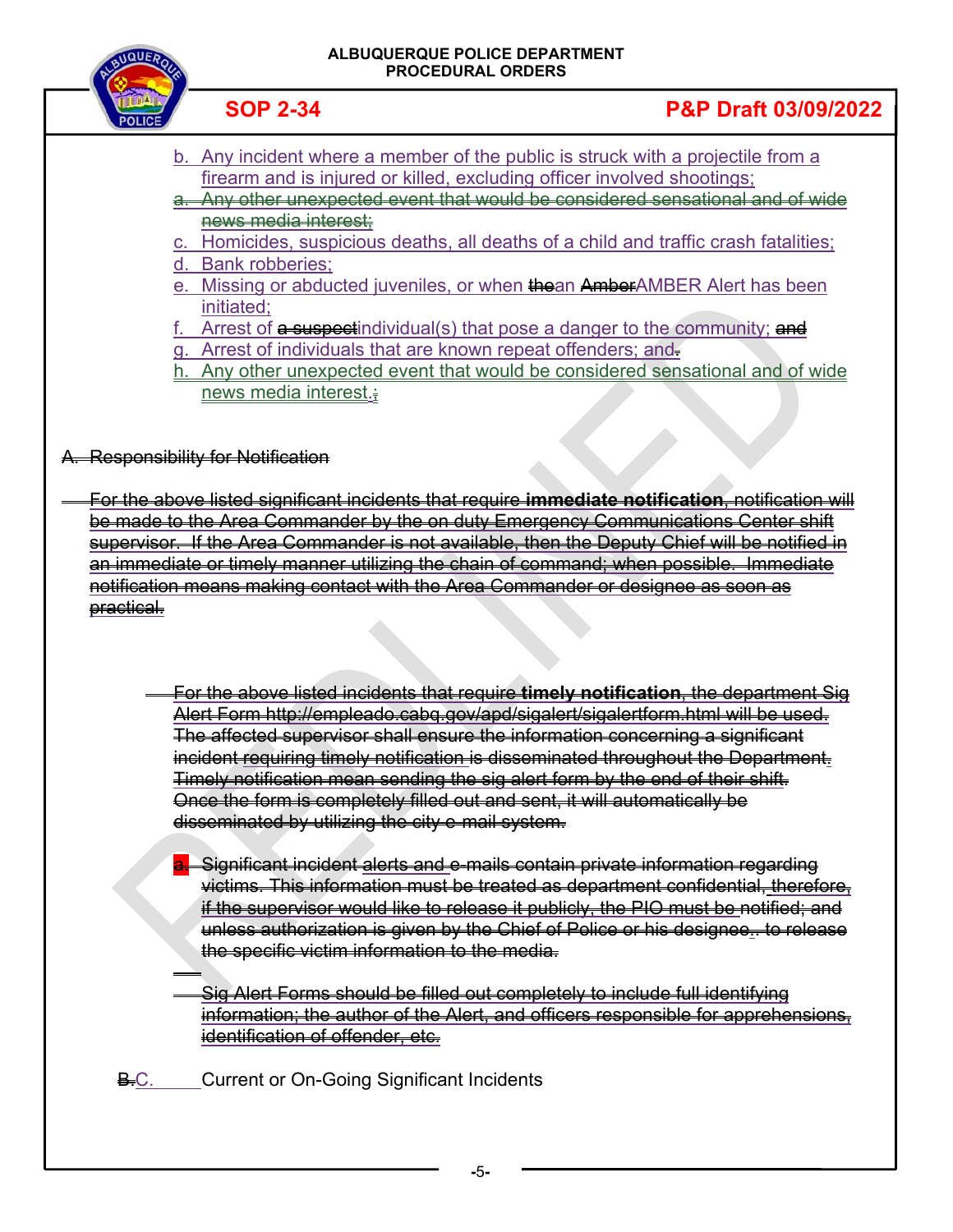b. Any incident where a member of the public is struck with a projectile from a firearm and is injured or killed, excluding officer involved shootings;

~~a. Any other unexpected event that would be considered sensational and of wide news media interest;~~

c. Homicides, suspicious deaths, all deaths of a child and traffic crash fatalities;

d. Bank robberies;

e. Missing or abducted juveniles, or when ~~the~~an ~~Amber~~AMBER Alert has been initiated;

f. Arrest of ~~a suspect~~individual(s) that pose a danger to the community; ~~and~~

g. Arrest of individuals that are known repeat offenders; and~~.~~

h. Any other unexpected event that would be considered sensational and of wide news media interest.~~;~~

~~A. Responsibility for Notification~~

~~For the above listed significant incidents that require **immediate notification**, notification will be made to the Area Commander by the on duty Emergency Communications Center shift supervisor. If the Area Commander is not available, then the Deputy Chief will be notified in an immediate or timely manner utilizing the chain of command; when possible. Immediate notification means making contact with the Area Commander or designee as soon as practical.~~

~~For the above listed incidents that require **timely notification**, the department Sig Alert Form http://empleado.cabq.gov/apd/sigalert/sigalertform.html will be used. The affected supervisor shall ensure the information concerning a significant incident requiring timely notification is disseminated throughout the Department. Timely notification mean sending the sig alert form by the end of their shift. Once the form is completely filled out and sent, it will automatically be disseminated by utilizing the city e-mail system.~~

~~a. Significant incident alerts and e-mails contain private information regarding victims. This information must be treated as department confidential, therefore, if the supervisor would like to release it publicly, the PIO must be notified; and unless authorization is given by the Chief of Police or his designee., to release the specific victim information to the media.~~

~~Sig Alert Forms should be filled out completely to include full identifying information; the author of the Alert, and officers responsible for apprehensions, identification of offender, etc.~~

~~B.~~C. Current or On-Going Significant Incidents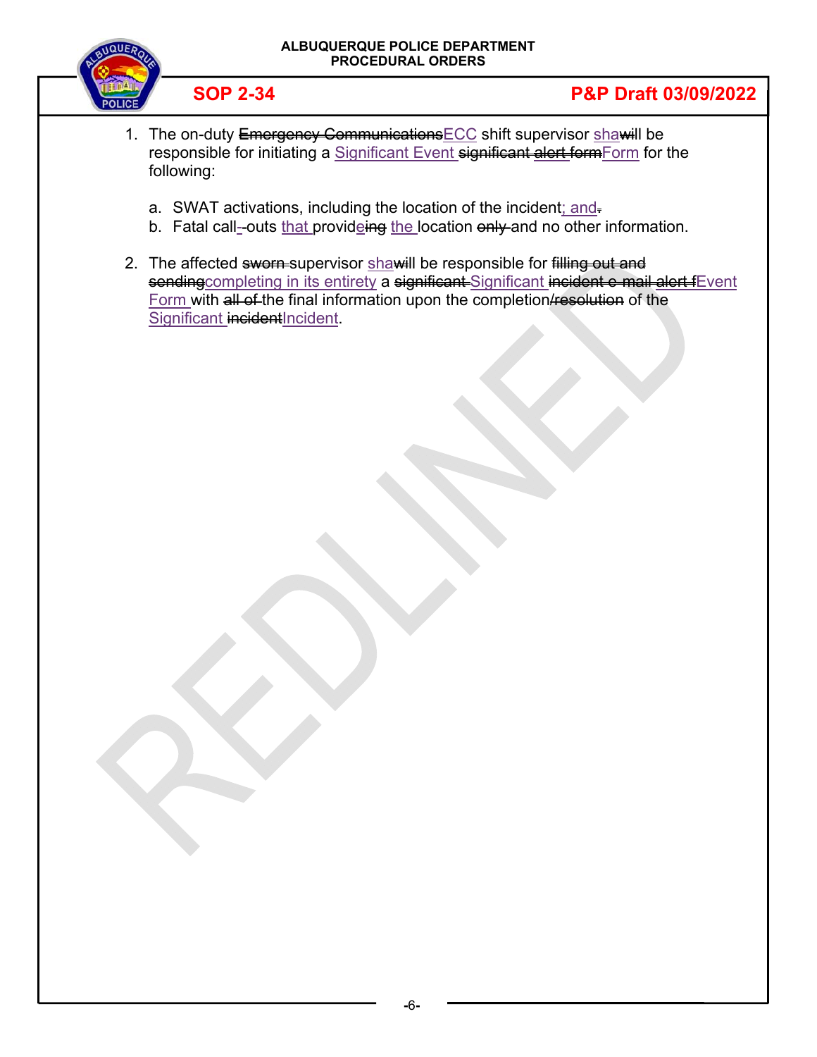1. The on-duty ~~Emergency Communications~~ECC shift supervisor shall ~~will~~ be responsible for initiating a Significant Event ~~significant alert form~~Form for the following:

   a. SWAT activations, including the location of the incident; and~~.~~
   b. Fatal call-~~-~~outs that provide~~ing~~ the location ~~only~~ and no other information.

2. The affected ~~sworn~~ supervisor shall ~~will~~ be responsible for ~~filling out and sending~~completing in its entirety a ~~significant~~ Significant ~~incident e-mail alert f~~Event Form with ~~all of~~ the final information upon the completion~~/resolution~~ of the Significant ~~incident~~Incident.